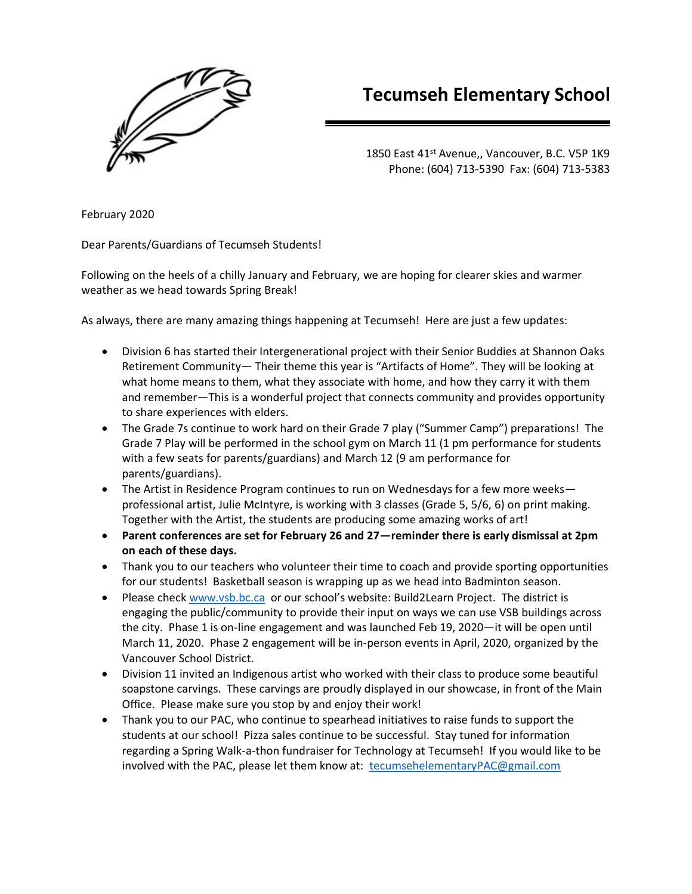# Tecumseh Elementary School

1850 East 41st Avenue,, Vancouver, B.C. V5P 1K9
Phone: (604) 713-5390 Fax: (604) 713-5383

February 2020

Dear Parents/Guardians of Tecumseh Students!

Following on the heels of a chilly January and February, we are hoping for clearer skies and warmer weather as we head towards Spring Break!

As always, there are many amazing things happening at Tecumseh! Here are just a few updates:

- Division 6 has started their Intergenerational project with their Senior Buddies at Shannon Oaks Retirement Community— Their theme this year is "Artifacts of Home". They will be looking at what home means to them, what they associate with home, and how they carry it with them and remember—This is a wonderful project that connects community and provides opportunity to share experiences with elders.
- The Grade 7s continue to work hard on their Grade 7 play ("Summer Camp") preparations! The Grade 7 Play will be performed in the school gym on March 11 (1 pm performance for students with a few seats for parents/guardians) and March 12 (9 am performance for parents/guardians).
- The Artist in Residence Program continues to run on Wednesdays for a few more weeks—professional artist, Julie McIntyre, is working with 3 classes (Grade 5, 5/6, 6) on print making. Together with the Artist, the students are producing some amazing works of art!
- **Parent conferences are set for February 26 and 27—reminder there is early dismissal at 2pm on each of these days.**
- Thank you to our teachers who volunteer their time to coach and provide sporting opportunities for our students! Basketball season is wrapping up as we head into Badminton season.
- Please check www.vsb.bc.ca or our school's website: Build2Learn Project. The district is engaging the public/community to provide their input on ways we can use VSB buildings across the city. Phase 1 is on-line engagement and was launched Feb 19, 2020—it will be open until March 11, 2020. Phase 2 engagement will be in-person events in April, 2020, organized by the Vancouver School District.
- Division 11 invited an Indigenous artist who worked with their class to produce some beautiful soapstone carvings. These carvings are proudly displayed in our showcase, in front of the Main Office. Please make sure you stop by and enjoy their work!
- Thank you to our PAC, who continue to spearhead initiatives to raise funds to support the students at our school! Pizza sales continue to be successful. Stay tuned for information regarding a Spring Walk-a-thon fundraiser for Technology at Tecumseh! If you would like to be involved with the PAC, please let them know at: tecumsehelementaryPAC@gmail.com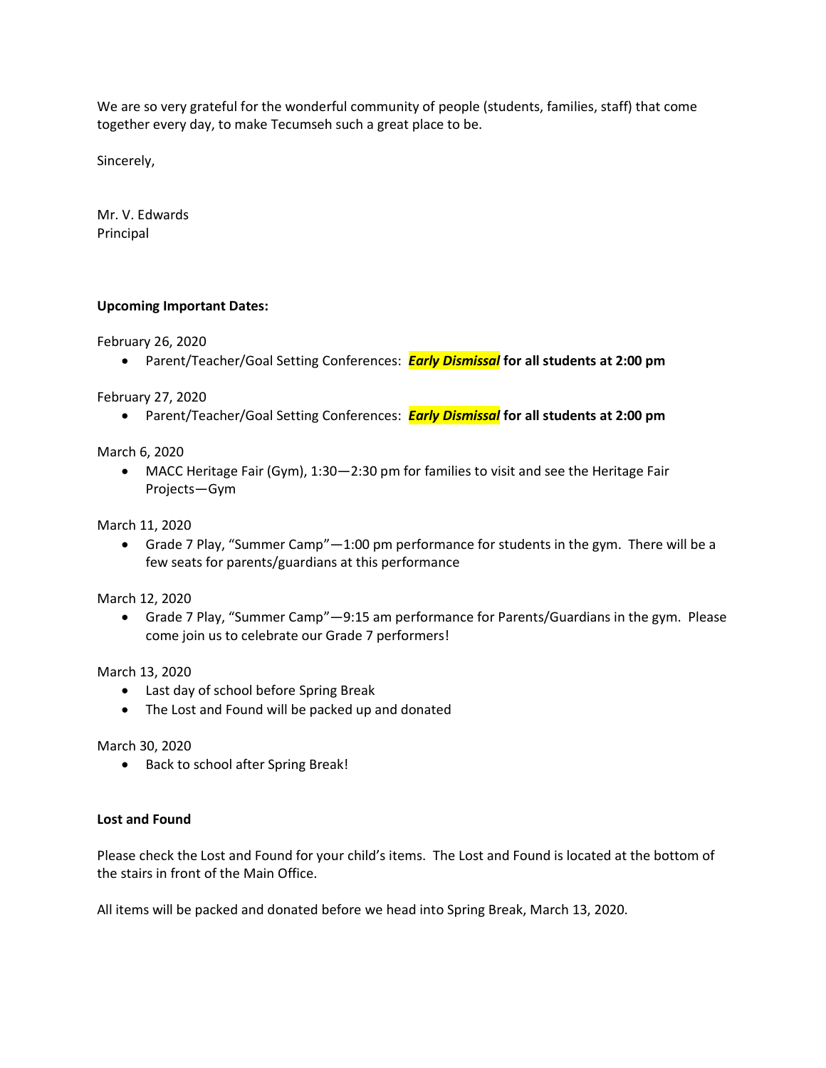We are so very grateful for the wonderful community of people (students, families, staff) that come together every day, to make Tecumseh such a great place to be.

Sincerely,

Mr. V. Edwards
Principal

**Upcoming Important Dates:**

February 26, 2020

- Parent/Teacher/Goal Setting Conferences: ***Early Dismissal*** **for all students at 2:00 pm**

February 27, 2020

- Parent/Teacher/Goal Setting Conferences: ***Early Dismissal*** **for all students at 2:00 pm**

March 6, 2020

- MACC Heritage Fair (Gym), 1:30—2:30 pm for families to visit and see the Heritage Fair Projects—Gym

March 11, 2020

- Grade 7 Play, "Summer Camp"—1:00 pm performance for students in the gym. There will be a few seats for parents/guardians at this performance

March 12, 2020

- Grade 7 Play, "Summer Camp"—9:15 am performance for Parents/Guardians in the gym. Please come join us to celebrate our Grade 7 performers!

March 13, 2020

- Last day of school before Spring Break
- The Lost and Found will be packed up and donated

March 30, 2020

- Back to school after Spring Break!

**Lost and Found**

Please check the Lost and Found for your child's items. The Lost and Found is located at the bottom of the stairs in front of the Main Office.

All items will be packed and donated before we head into Spring Break, March 13, 2020.